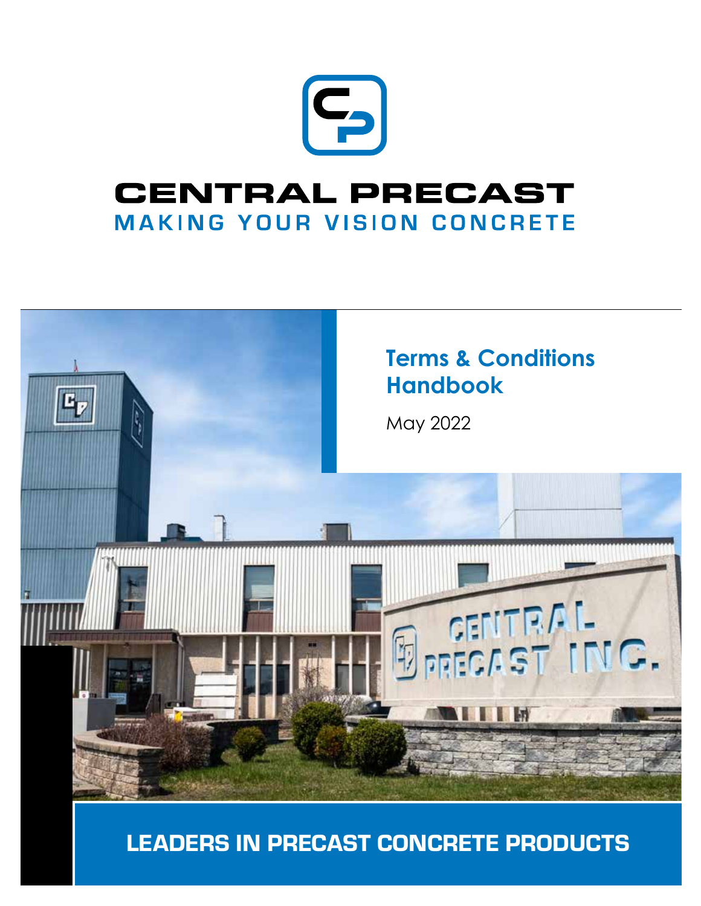# CENTRAL PRECAST

MAKING YOUR VISION CONCRETE

## Terms & Conditions Handbook

May 2022

**LEADERS IN PRECAST CONCRETE PRODUCTS**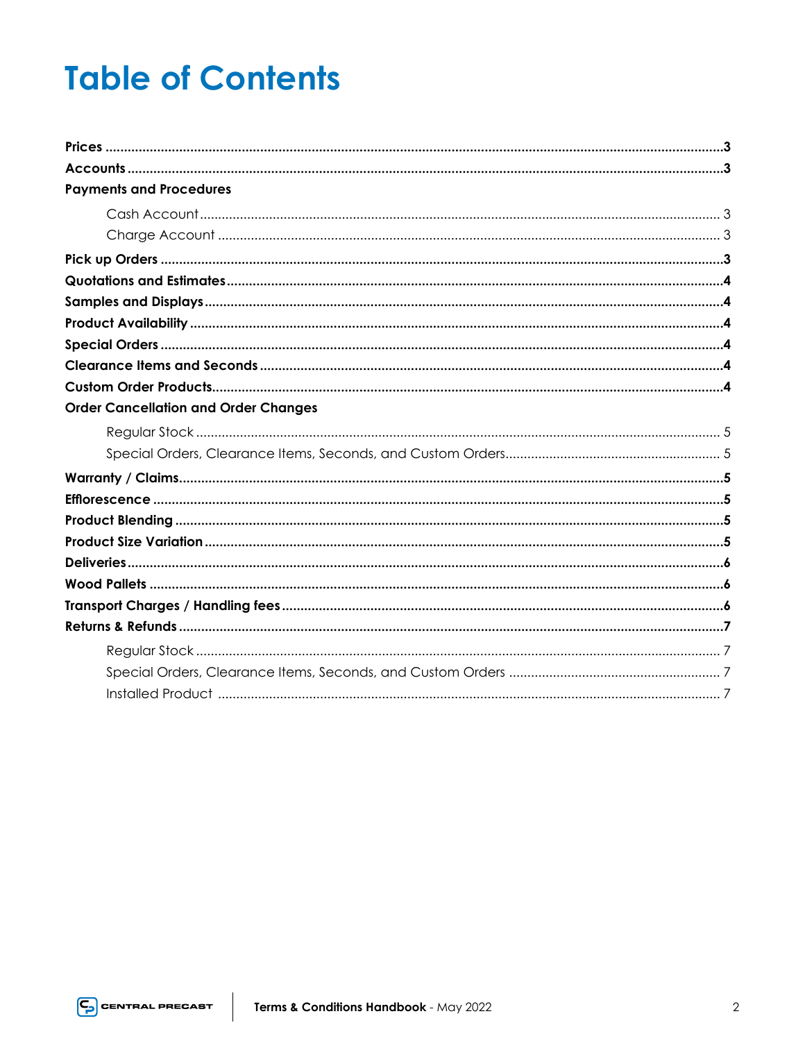# Table of Contents

**Prices** .................................................................................................................. **3**

**Accounts** .............................................................................................................. **3**

**Payments and Procedures**

- Cash Account .................................................................................................... 3
- Charge Account ................................................................................................. 3

**Pick up Orders** ...................................................................................................... **3**

**Quotations and Estimates** .................................................................................. **4**

**Samples and Displays** ......................................................................................... **4**

**Product Availability** ............................................................................................. **4**

**Special Orders** ..................................................................................................... **4**

**Clearance Items and Seconds** ............................................................................ **4**

**Custom Order Products** ....................................................................................... **4**

**Order Cancellation and Order Changes**

- Regular Stock ..................................................................................................... 5
- Special Orders, Clearance Items, Seconds, and Custom Orders ..................... 5

**Warranty / Claims** ................................................................................................ **5**

**Efflorescence** ....................................................................................................... **5**

**Product Blending** ................................................................................................. **5**

**Product Size Variation** ......................................................................................... **5**

**Deliveries** ............................................................................................................. **6**

**Wood Pallets** ........................................................................................................ **6**

**Transport Charges / Handling fees** ..................................................................... **6**

**Returns & Refunds** ............................................................................................... **7**

- Regular Stock ..................................................................................................... 7
- Special Orders, Clearance Items, Seconds, and Custom Orders ..................... 7
- Installed Product ................................................................................................ 7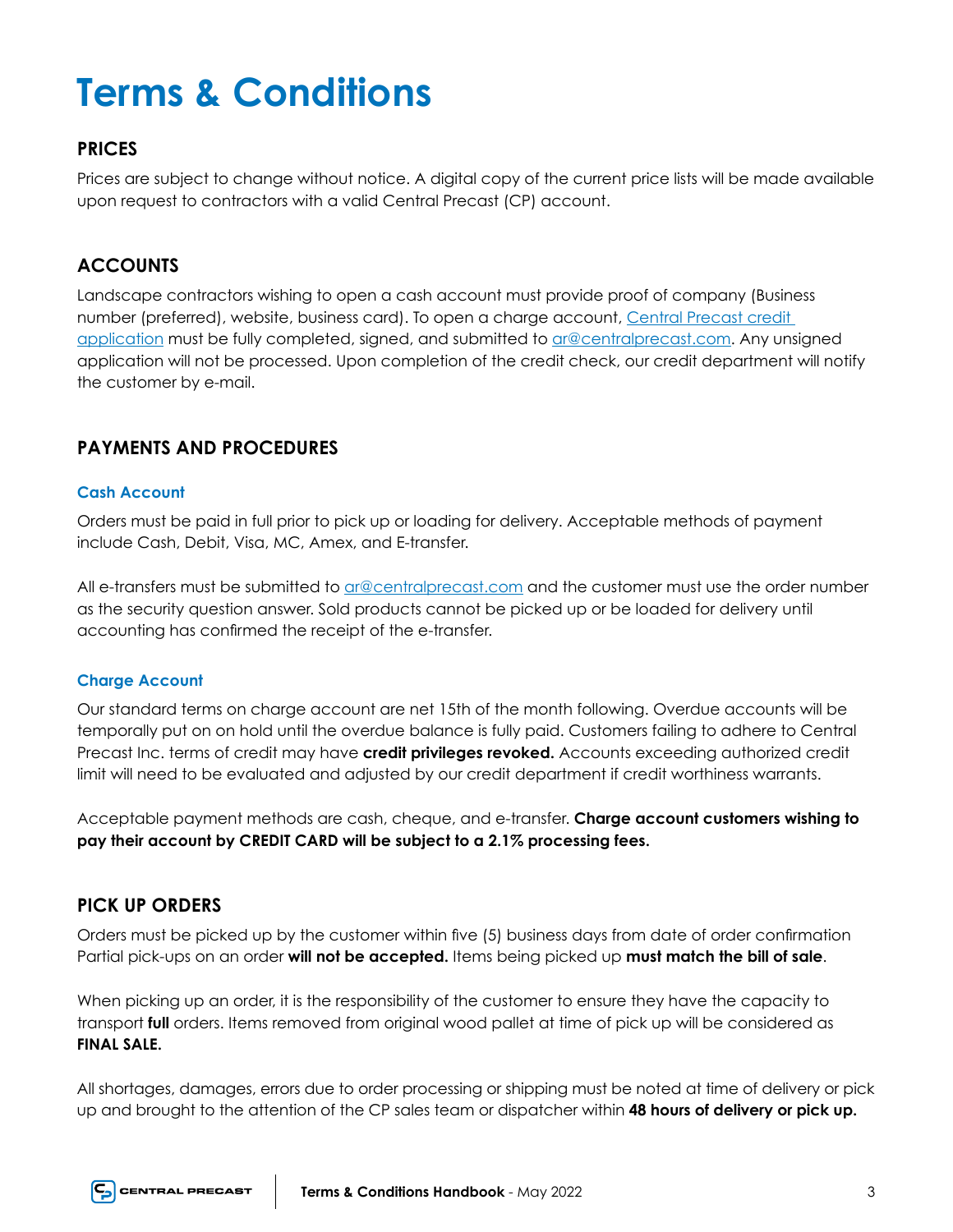# Terms & Conditions

## PRICES

Prices are subject to change without notice. A digital copy of the current price lists will be made available upon request to contractors with a valid Central Precast (CP) account.

## ACCOUNTS

Landscape contractors wishing to open a cash account must provide proof of company (Business number (preferred), website, business card). To open a charge account, Central Precast credit application must be fully completed, signed, and submitted to ar@centralprecast.com. Any unsigned application will not be processed. Upon completion of the credit check, our credit department will notify the customer by e-mail.

## PAYMENTS AND PROCEDURES

### Cash Account

Orders must be paid in full prior to pick up or loading for delivery. Acceptable methods of payment include Cash, Debit, Visa, MC, Amex, and E-transfer.

All e-transfers must be submitted to ar@centralprecast.com and the customer must use the order number as the security question answer. Sold products cannot be picked up or be loaded for delivery until accounting has confirmed the receipt of the e-transfer.

### Charge Account

Our standard terms on charge account are net 15th of the month following. Overdue accounts will be temporally put on on hold until the overdue balance is fully paid. Customers failing to adhere to Central Precast Inc. terms of credit may have **credit privileges revoked.** Accounts exceeding authorized credit limit will need to be evaluated and adjusted by our credit department if credit worthiness warrants.

Acceptable payment methods are cash, cheque, and e-transfer. **Charge account customers wishing to pay their account by CREDIT CARD will be subject to a 2.1% processing fees.**

## PICK UP ORDERS

Orders must be picked up by the customer within five (5) business days from date of order confirmation Partial pick-ups on an order **will not be accepted.** Items being picked up **must match the bill of sale**.

When picking up an order, it is the responsibility of the customer to ensure they have the capacity to transport **full** orders. Items removed from original wood pallet at time of pick up will be considered as **FINAL SALE.**

All shortages, damages, errors due to order processing or shipping must be noted at time of delivery or pick up and brought to the attention of the CP sales team or dispatcher within **48 hours of delivery or pick up.**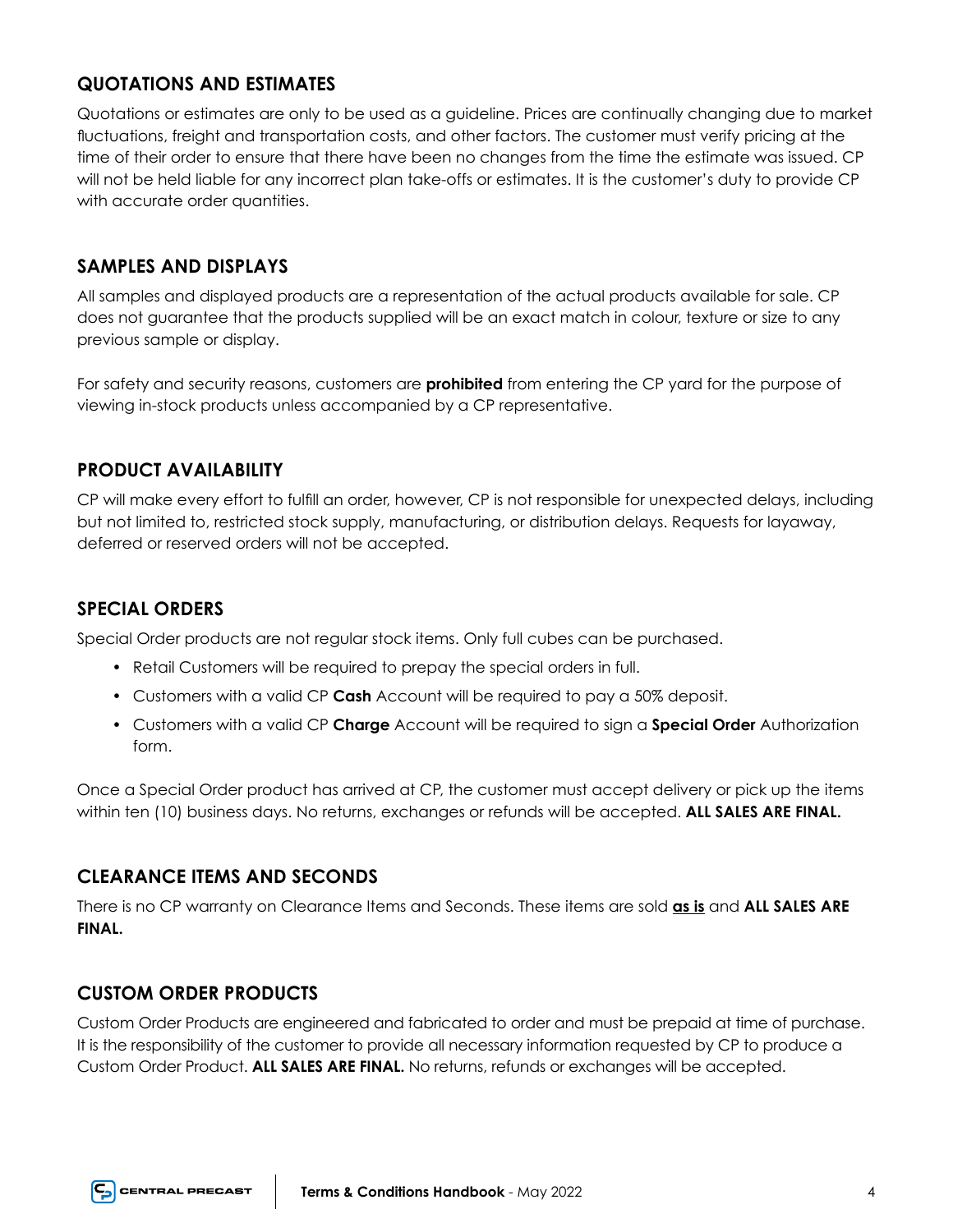## QUOTATIONS AND ESTIMATES

Quotations or estimates are only to be used as a guideline. Prices are continually changing due to market fluctuations, freight and transportation costs, and other factors. The customer must verify pricing at the time of their order to ensure that there have been no changes from the time the estimate was issued. CP will not be held liable for any incorrect plan take-offs or estimates. It is the customer's duty to provide CP with accurate order quantities.

## SAMPLES AND DISPLAYS

All samples and displayed products are a representation of the actual products available for sale. CP does not guarantee that the products supplied will be an exact match in colour, texture or size to any previous sample or display.

For safety and security reasons, customers are **prohibited** from entering the CP yard for the purpose of viewing in-stock products unless accompanied by a CP representative.

## PRODUCT AVAILABILITY

CP will make every effort to fulfill an order, however, CP is not responsible for unexpected delays, including but not limited to, restricted stock supply, manufacturing, or distribution delays. Requests for layaway, deferred or reserved orders will not be accepted.

## SPECIAL ORDERS

Special Order products are not regular stock items. Only full cubes can be purchased.

- Retail Customers will be required to prepay the special orders in full.
- Customers with a valid CP **Cash** Account will be required to pay a 50% deposit.
- Customers with a valid CP **Charge** Account will be required to sign a **Special Order** Authorization form.

Once a Special Order product has arrived at CP, the customer must accept delivery or pick up the items within ten (10) business days. No returns, exchanges or refunds will be accepted. **ALL SALES ARE FINAL.**

## CLEARANCE ITEMS AND SECONDS

There is no CP warranty on Clearance Items and Seconds. These items are sold **<u>as is</u>** and **ALL SALES ARE FINAL.**

## CUSTOM ORDER PRODUCTS

Custom Order Products are engineered and fabricated to order and must be prepaid at time of purchase. It is the responsibility of the customer to provide all necessary information requested by CP to produce a Custom Order Product. **ALL SALES ARE FINAL.** No returns, refunds or exchanges will be accepted.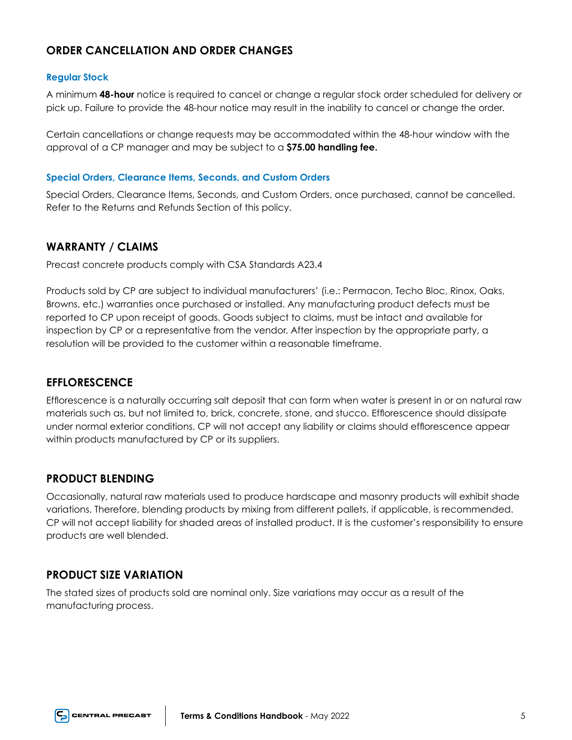## ORDER CANCELLATION AND ORDER CHANGES

### Regular Stock

A minimum **48-hour** notice is required to cancel or change a regular stock order scheduled for delivery or pick up. Failure to provide the 48-hour notice may result in the inability to cancel or change the order.

Certain cancellations or change requests may be accommodated within the 48-hour window with the approval of a CP manager and may be subject to a **$75.00 handling fee.**

### Special Orders, Clearance Items, Seconds, and Custom Orders

Special Orders, Clearance Items, Seconds, and Custom Orders, once purchased, cannot be cancelled. Refer to the Returns and Refunds Section of this policy.

## WARRANTY / CLAIMS

Precast concrete products comply with CSA Standards A23.4

Products sold by CP are subject to individual manufacturers' (i.e.: Permacon, Techo Bloc, Rinox, Oaks, Browns, etc.) warranties once purchased or installed. Any manufacturing product defects must be reported to CP upon receipt of goods. Goods subject to claims, must be intact and available for inspection by CP or a representative from the vendor. After inspection by the appropriate party, a resolution will be provided to the customer within a reasonable timeframe.

## EFFLORESCENCE

Efflorescence is a naturally occurring salt deposit that can form when water is present in or on natural raw materials such as, but not limited to, brick, concrete, stone, and stucco. Efflorescence should dissipate under normal exterior conditions. CP will not accept any liability or claims should efflorescence appear within products manufactured by CP or its suppliers.

## PRODUCT BLENDING

Occasionally, natural raw materials used to produce hardscape and masonry products will exhibit shade variations. Therefore, blending products by mixing from different pallets, if applicable, is recommended. CP will not accept liability for shaded areas of installed product. It is the customer's responsibility to ensure products are well blended.

## PRODUCT SIZE VARIATION

The stated sizes of products sold are nominal only. Size variations may occur as a result of the manufacturing process.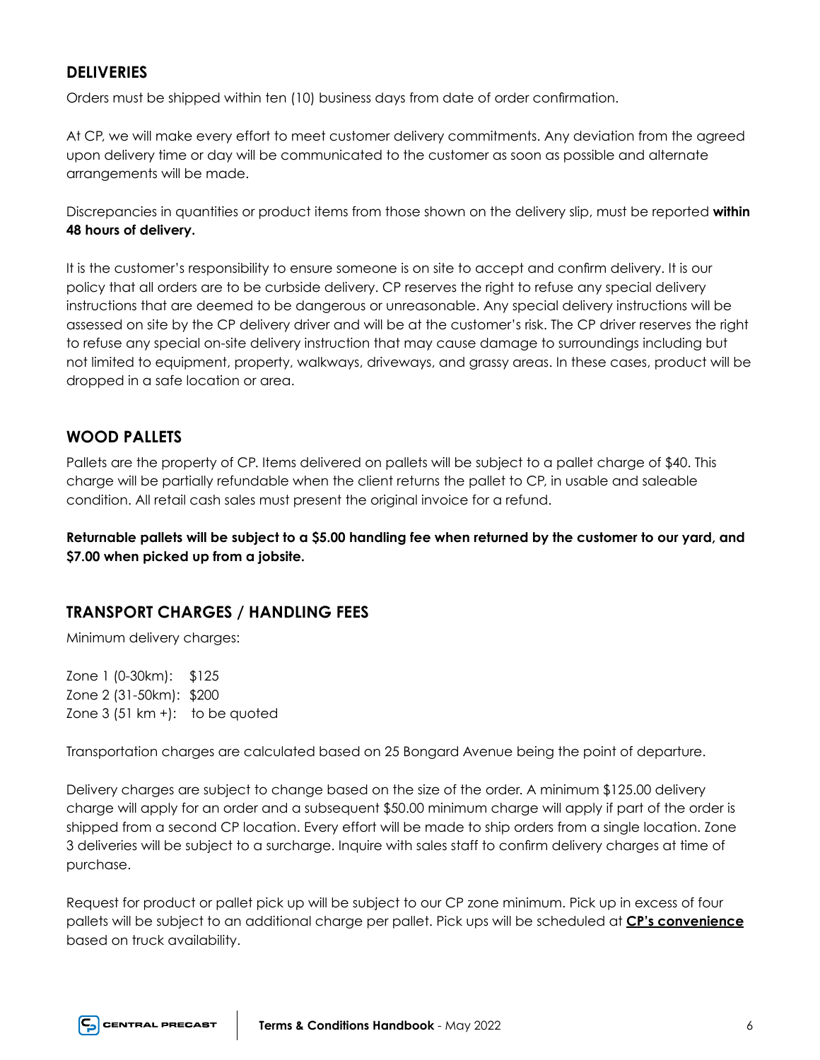## DELIVERIES

Orders must be shipped within ten (10) business days from date of order confirmation.

At CP, we will make every effort to meet customer delivery commitments. Any deviation from the agreed upon delivery time or day will be communicated to the customer as soon as possible and alternate arrangements will be made.

Discrepancies in quantities or product items from those shown on the delivery slip, must be reported **within 48 hours of delivery.**

It is the customer's responsibility to ensure someone is on site to accept and confirm delivery. It is our policy that all orders are to be curbside delivery. CP reserves the right to refuse any special delivery instructions that are deemed to be dangerous or unreasonable. Any special delivery instructions will be assessed on site by the CP delivery driver and will be at the customer's risk. The CP driver reserves the right to refuse any special on-site delivery instruction that may cause damage to surroundings including but not limited to equipment, property, walkways, driveways, and grassy areas. In these cases, product will be dropped in a safe location or area.

## WOOD PALLETS

Pallets are the property of CP. Items delivered on pallets will be subject to a pallet charge of $40. This charge will be partially refundable when the client returns the pallet to CP, in usable and saleable condition. All retail cash sales must present the original invoice for a refund.

**Returnable pallets will be subject to a $5.00 handling fee when returned by the customer to our yard, and $7.00 when picked up from a jobsite.**

## TRANSPORT CHARGES / HANDLING FEES

Minimum delivery charges:

Zone 1 (0-30km): $125
Zone 2 (31-50km): $200
Zone 3 (51 km +): to be quoted

Transportation charges are calculated based on 25 Bongard Avenue being the point of departure.

Delivery charges are subject to change based on the size of the order. A minimum $125.00 delivery charge will apply for an order and a subsequent $50.00 minimum charge will apply if part of the order is shipped from a second CP location. Every effort will be made to ship orders from a single location. Zone 3 deliveries will be subject to a surcharge. Inquire with sales staff to confirm delivery charges at time of purchase.

Request for product or pallet pick up will be subject to our CP zone minimum. Pick up in excess of four pallets will be subject to an additional charge per pallet. Pick ups will be scheduled at **CP's convenience** based on truck availability.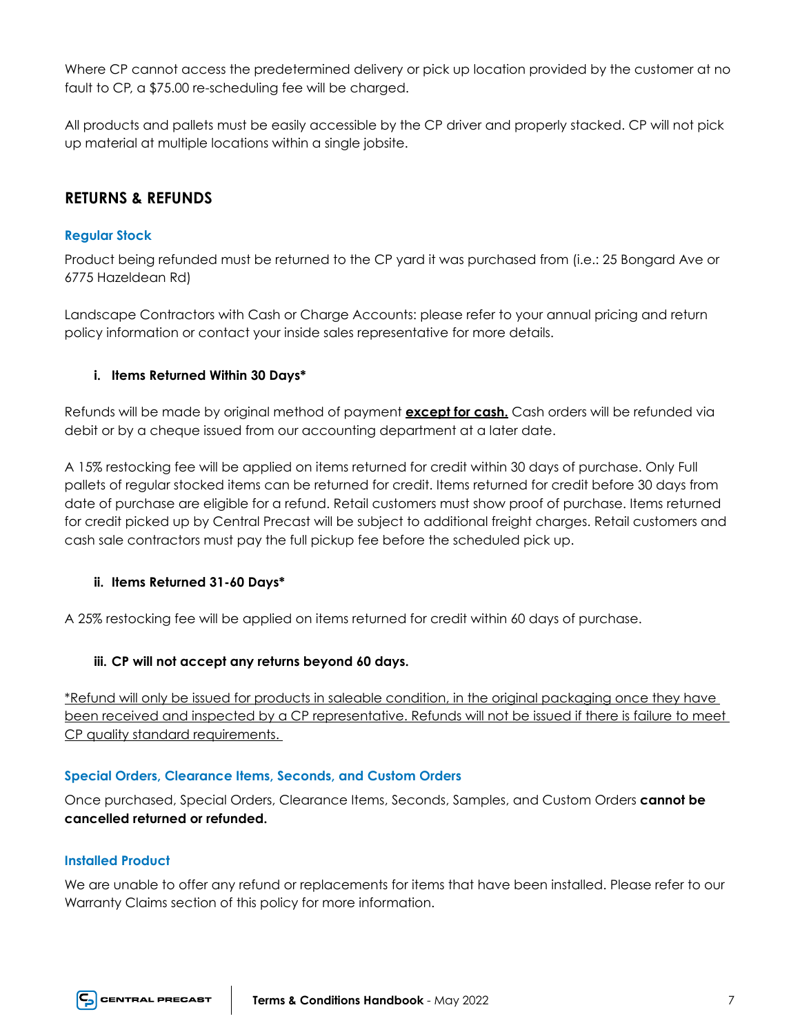Where CP cannot access the predetermined delivery or pick up location provided by the customer at no fault to CP, a $75.00 re-scheduling fee will be charged.

All products and pallets must be easily accessible by the CP driver and properly stacked. CP will not pick up material at multiple locations within a single jobsite.

## RETURNS & REFUNDS

### Regular Stock

Product being refunded must be returned to the CP yard it was purchased from (i.e.: 25 Bongard Ave or 6775 Hazeldean Rd)

Landscape Contractors with Cash or Charge Accounts: please refer to your annual pricing and return policy information or contact your inside sales representative for more details.

#### i. Items Returned Within 30 Days*

Refunds will be made by original method of payment **except for cash.** Cash orders will be refunded via debit or by a cheque issued from our accounting department at a later date.

A 15% restocking fee will be applied on items returned for credit within 30 days of purchase. Only Full pallets of regular stocked items can be returned for credit. Items returned for credit before 30 days from date of purchase are eligible for a refund. Retail customers must show proof of purchase. Items returned for credit picked up by Central Precast will be subject to additional freight charges. Retail customers and cash sale contractors must pay the full pickup fee before the scheduled pick up.

#### ii. Items Returned 31-60 Days*

A 25% restocking fee will be applied on items returned for credit within 60 days of purchase.

#### iii. CP will not accept any returns beyond 60 days.

*Refund will only be issued for products in saleable condition, in the original packaging once they have been received and inspected by a CP representative. Refunds will not be issued if there is failure to meet CP quality standard requirements.

### Special Orders, Clearance Items, Seconds, and Custom Orders

Once purchased, Special Orders, Clearance Items, Seconds, Samples, and Custom Orders **cannot be cancelled returned or refunded.**

### Installed Product

We are unable to offer any refund or replacements for items that have been installed. Please refer to our Warranty Claims section of this policy for more information.